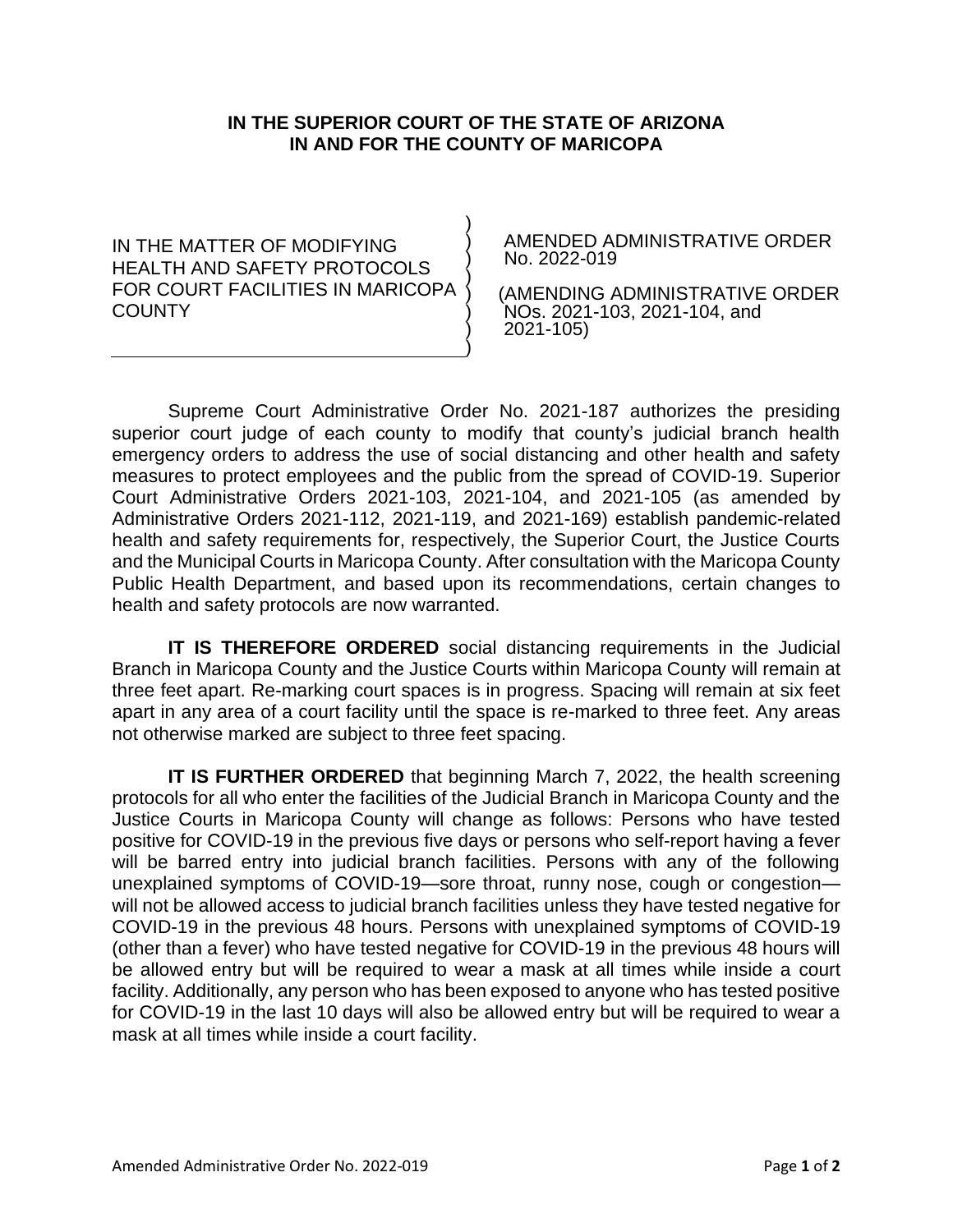**IN THE SUPERIOR COURT OF THE STATE OF ARIZONA**
**IN AND FOR THE COUNTY OF MARICOPA**

| | |
|---|---|
| IN THE MATTER OF MODIFYING HEALTH AND SAFETY PROTOCOLS FOR COURT FACILITIES IN MARICOPA COUNTY | AMENDED ADMINISTRATIVE ORDER No. 2022-019<br><br>(AMENDING ADMINISTRATIVE ORDER NOs. 2021-103, 2021-104, and 2021-105) |

Supreme Court Administrative Order No. 2021-187 authorizes the presiding superior court judge of each county to modify that county's judicial branch health emergency orders to address the use of social distancing and other health and safety measures to protect employees and the public from the spread of COVID-19. Superior Court Administrative Orders 2021-103, 2021-104, and 2021-105 (as amended by Administrative Orders 2021-112, 2021-119, and 2021-169) establish pandemic-related health and safety requirements for, respectively, the Superior Court, the Justice Courts and the Municipal Courts in Maricopa County. After consultation with the Maricopa County Public Health Department, and based upon its recommendations, certain changes to health and safety protocols are now warranted.

**IT IS THEREFORE ORDERED** social distancing requirements in the Judicial Branch in Maricopa County and the Justice Courts within Maricopa County will remain at three feet apart. Re-marking court spaces is in progress. Spacing will remain at six feet apart in any area of a court facility until the space is re-marked to three feet. Any areas not otherwise marked are subject to three feet spacing.

**IT IS FURTHER ORDERED** that beginning March 7, 2022, the health screening protocols for all who enter the facilities of the Judicial Branch in Maricopa County and the Justice Courts in Maricopa County will change as follows: Persons who have tested positive for COVID-19 in the previous five days or persons who self-report having a fever will be barred entry into judicial branch facilities. Persons with any of the following unexplained symptoms of COVID-19—sore throat, runny nose, cough or congestion—will not be allowed access to judicial branch facilities unless they have tested negative for COVID-19 in the previous 48 hours. Persons with unexplained symptoms of COVID-19 (other than a fever) who have tested negative for COVID-19 in the previous 48 hours will be allowed entry but will be required to wear a mask at all times while inside a court facility. Additionally, any person who has been exposed to anyone who has tested positive for COVID-19 in the last 10 days will also be allowed entry but will be required to wear a mask at all times while inside a court facility.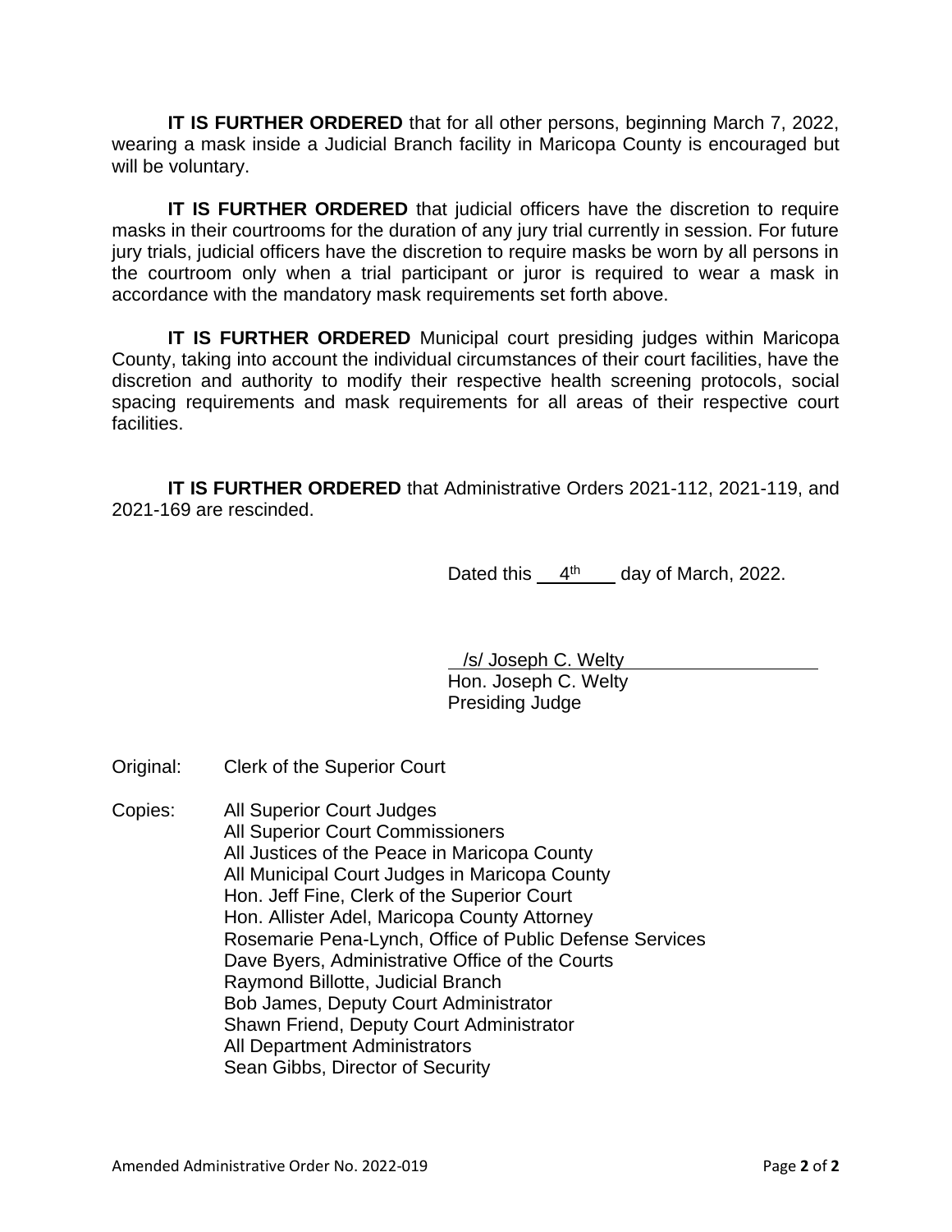**IT IS FURTHER ORDERED** that for all other persons, beginning March 7, 2022, wearing a mask inside a Judicial Branch facility in Maricopa County is encouraged but will be voluntary.

**IT IS FURTHER ORDERED** that judicial officers have the discretion to require masks in their courtrooms for the duration of any jury trial currently in session. For future jury trials, judicial officers have the discretion to require masks be worn by all persons in the courtroom only when a trial participant or juror is required to wear a mask in accordance with the mandatory mask requirements set forth above.

**IT IS FURTHER ORDERED** Municipal court presiding judges within Maricopa County, taking into account the individual circumstances of their court facilities, have the discretion and authority to modify their respective health screening protocols, social spacing requirements and mask requirements for all areas of their respective court facilities.

**IT IS FURTHER ORDERED** that Administrative Orders 2021-112, 2021-119, and 2021-169 are rescinded.

Dated this 4th day of March, 2022.

/s/ Joseph C. Welty
Hon. Joseph C. Welty
Presiding Judge

Original: Clerk of the Superior Court

Copies:
All Superior Court Judges
All Superior Court Commissioners
All Justices of the Peace in Maricopa County
All Municipal Court Judges in Maricopa County
Hon. Jeff Fine, Clerk of the Superior Court
Hon. Allister Adel, Maricopa County Attorney
Rosemarie Pena-Lynch, Office of Public Defense Services
Dave Byers, Administrative Office of the Courts
Raymond Billotte, Judicial Branch
Bob James, Deputy Court Administrator
Shawn Friend, Deputy Court Administrator
All Department Administrators
Sean Gibbs, Director of Security